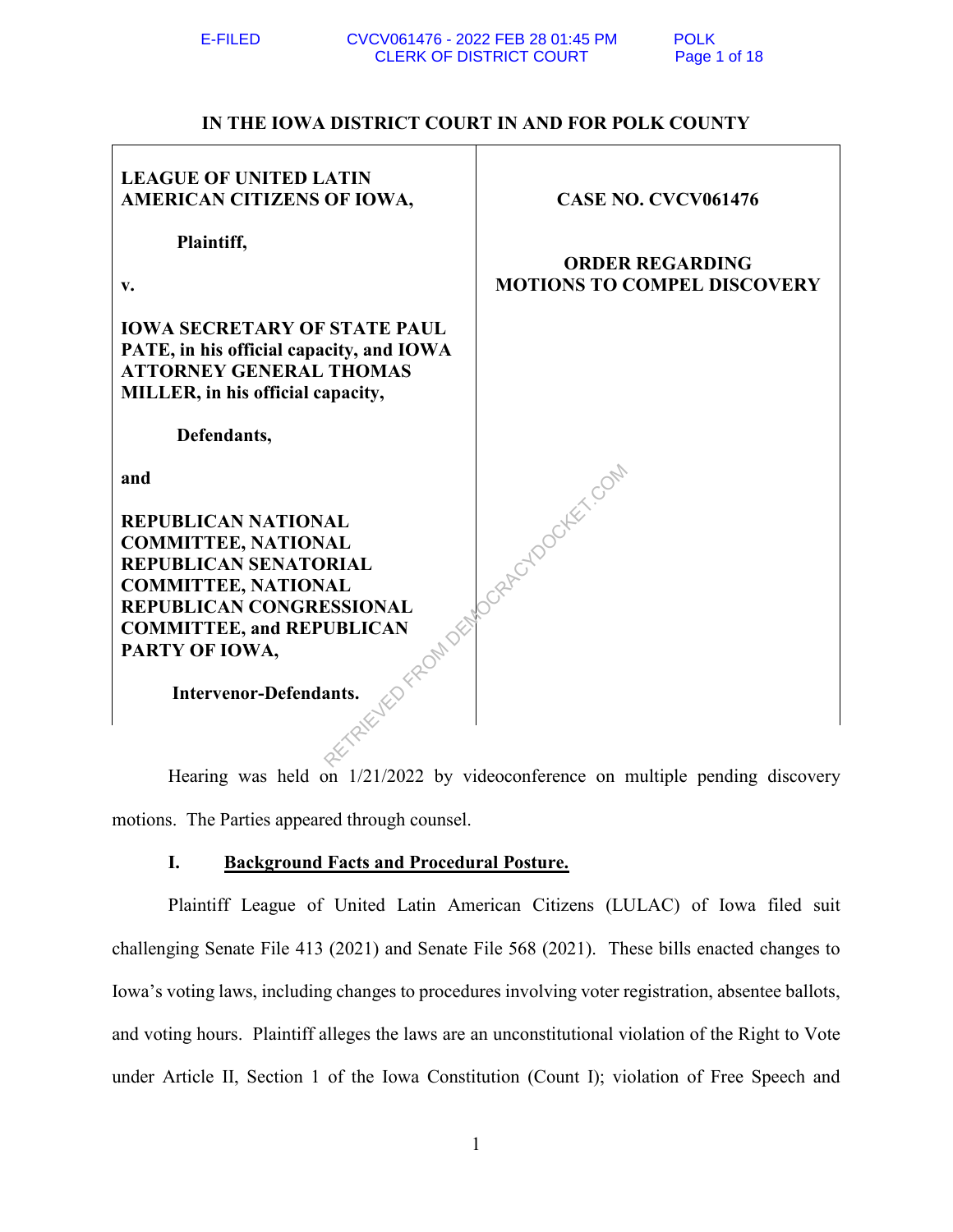# IN THE IOWA DISTRICT COURT IN AND FOR POLK COUNTY

| | |
|---|---|
| **LEAGUE OF UNITED LATIN AMERICAN CITIZENS OF IOWA,**<br><br>**Plaintiff,**<br><br>**v.**<br><br>**IOWA SECRETARY OF STATE PAUL PATE, in his official capacity, and IOWA ATTORNEY GENERAL THOMAS MILLER, in his official capacity,**<br><br>**Defendants,**<br><br>**and**<br><br>**REPUBLICAN NATIONAL COMMITTEE, NATIONAL REPUBLICAN SENATORIAL COMMITTEE, NATIONAL REPUBLICAN CONGRESSIONAL COMMITTEE, and REPUBLICAN PARTY OF IOWA,**<br><br>**Intervenor-Defendants.** | **CASE NO. CVCV061476**<br><br>**ORDER REGARDING MOTIONS TO COMPEL DISCOVERY** |

Hearing was held on 1/21/2022 by videoconference on multiple pending discovery motions. The Parties appeared through counsel.

## I. Background Facts and Procedural Posture.

Plaintiff League of United Latin American Citizens (LULAC) of Iowa filed suit challenging Senate File 413 (2021) and Senate File 568 (2021). These bills enacted changes to Iowa's voting laws, including changes to procedures involving voter registration, absentee ballots, and voting hours. Plaintiff alleges the laws are an unconstitutional violation of the Right to Vote under Article II, Section 1 of the Iowa Constitution (Count I); violation of Free Speech and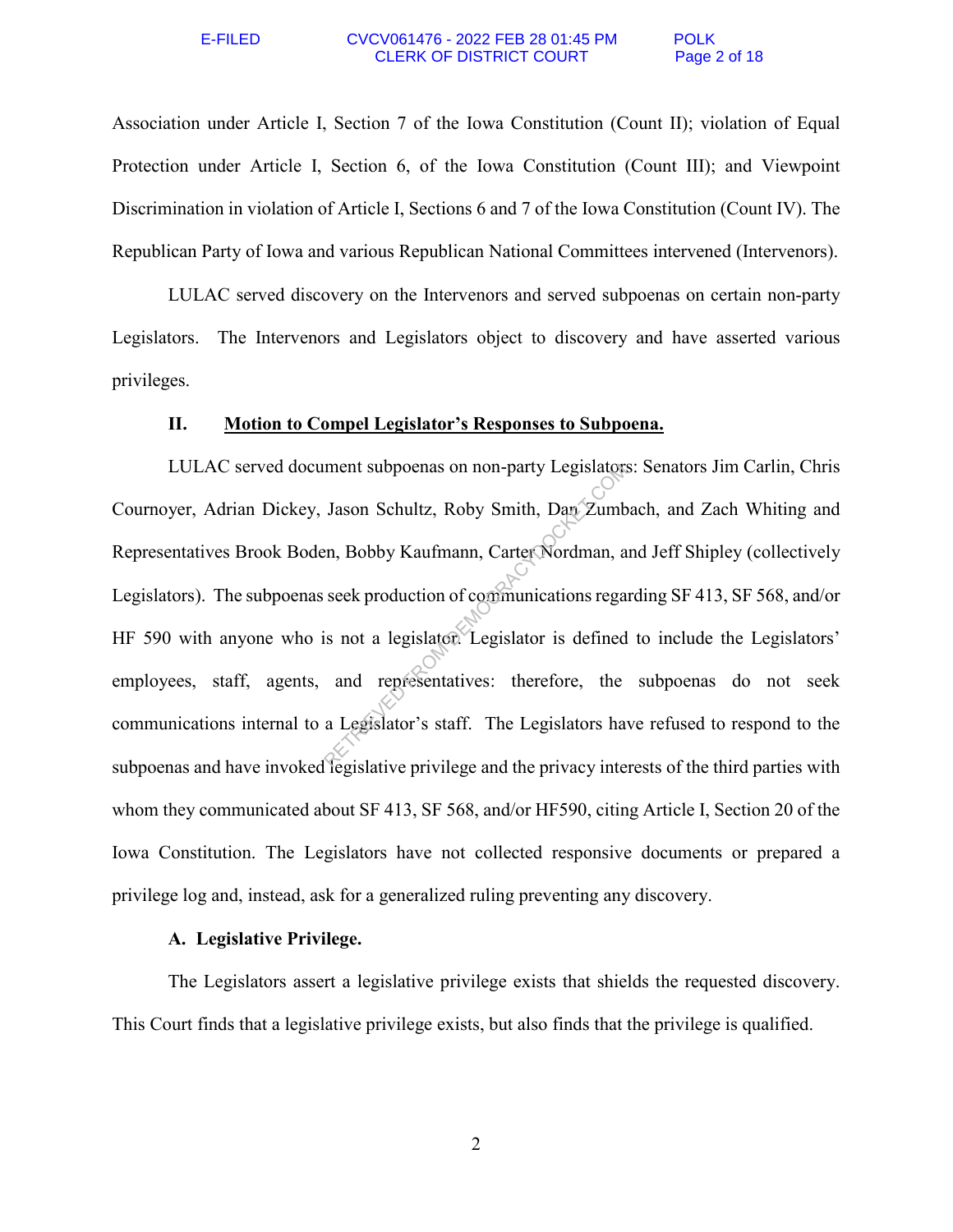Association under Article I, Section 7 of the Iowa Constitution (Count II); violation of Equal Protection under Article I, Section 6, of the Iowa Constitution (Count III); and Viewpoint Discrimination in violation of Article I, Sections 6 and 7 of the Iowa Constitution (Count IV). The Republican Party of Iowa and various Republican National Committees intervened (Intervenors).

LULAC served discovery on the Intervenors and served subpoenas on certain non-party Legislators. The Intervenors and Legislators object to discovery and have asserted various privileges.

## II. Motion to Compel Legislator's Responses to Subpoena.

LULAC served document subpoenas on non-party Legislators: Senators Jim Carlin, Chris Cournoyer, Adrian Dickey, Jason Schultz, Roby Smith, Dan Zumbach, and Zach Whiting and Representatives Brook Boden, Bobby Kaufmann, Carter Nordman, and Jeff Shipley (collectively Legislators). The subpoenas seek production of communications regarding SF 413, SF 568, and/or HF 590 with anyone who is not a legislator. Legislator is defined to include the Legislators' employees, staff, agents, and representatives: therefore, the subpoenas do not seek communications internal to a Legislator's staff. The Legislators have refused to respond to the subpoenas and have invoked legislative privilege and the privacy interests of the third parties with whom they communicated about SF 413, SF 568, and/or HF590, citing Article I, Section 20 of the Iowa Constitution. The Legislators have not collected responsive documents or prepared a privilege log and, instead, ask for a generalized ruling preventing any discovery.

### A. Legislative Privilege.

The Legislators assert a legislative privilege exists that shields the requested discovery. This Court finds that a legislative privilege exists, but also finds that the privilege is qualified.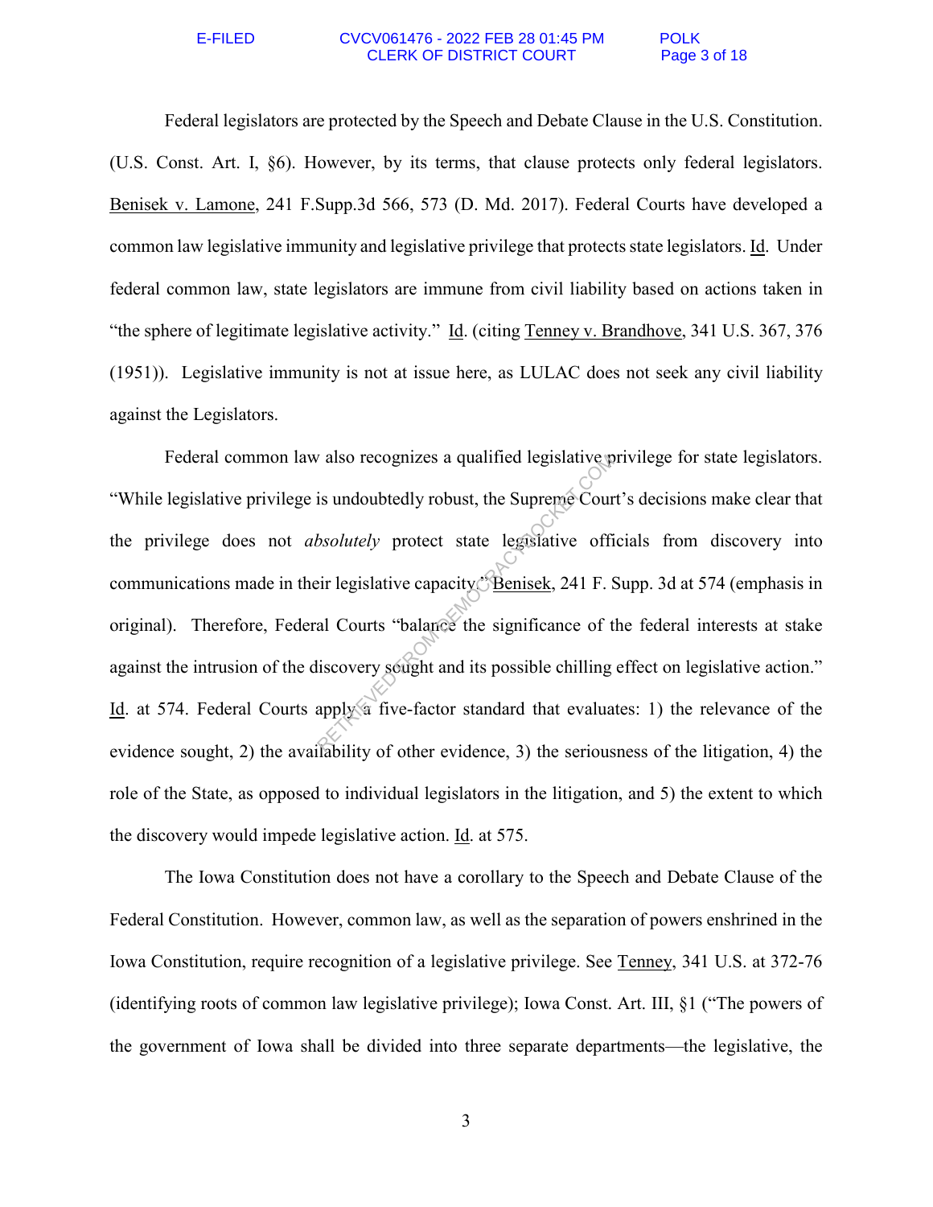Federal legislators are protected by the Speech and Debate Clause in the U.S. Constitution. (U.S. Const. Art. I, §6). However, by its terms, that clause protects only federal legislators. Benisek v. Lamone, 241 F.Supp.3d 566, 573 (D. Md. 2017). Federal Courts have developed a common law legislative immunity and legislative privilege that protects state legislators. Id. Under federal common law, state legislators are immune from civil liability based on actions taken in "the sphere of legitimate legislative activity." Id. (citing Tenney v. Brandhove, 341 U.S. 367, 376 (1951)). Legislative immunity is not at issue here, as LULAC does not seek any civil liability against the Legislators.

Federal common law also recognizes a qualified legislative privilege for state legislators. "While legislative privilege is undoubtedly robust, the Supreme Court's decisions make clear that the privilege does not *absolutely* protect state legislative officials from discovery into communications made in their legislative capacity." Benisek, 241 F. Supp. 3d at 574 (emphasis in original). Therefore, Federal Courts "balance the significance of the federal interests at stake against the intrusion of the discovery sought and its possible chilling effect on legislative action." Id. at 574. Federal Courts apply a five-factor standard that evaluates: 1) the relevance of the evidence sought, 2) the availability of other evidence, 3) the seriousness of the litigation, 4) the role of the State, as opposed to individual legislators in the litigation, and 5) the extent to which the discovery would impede legislative action. Id. at 575.

The Iowa Constitution does not have a corollary to the Speech and Debate Clause of the Federal Constitution. However, common law, as well as the separation of powers enshrined in the Iowa Constitution, require recognition of a legislative privilege. See Tenney, 341 U.S. at 372-76 (identifying roots of common law legislative privilege); Iowa Const. Art. III, §1 ("The powers of the government of Iowa shall be divided into three separate departments—the legislative, the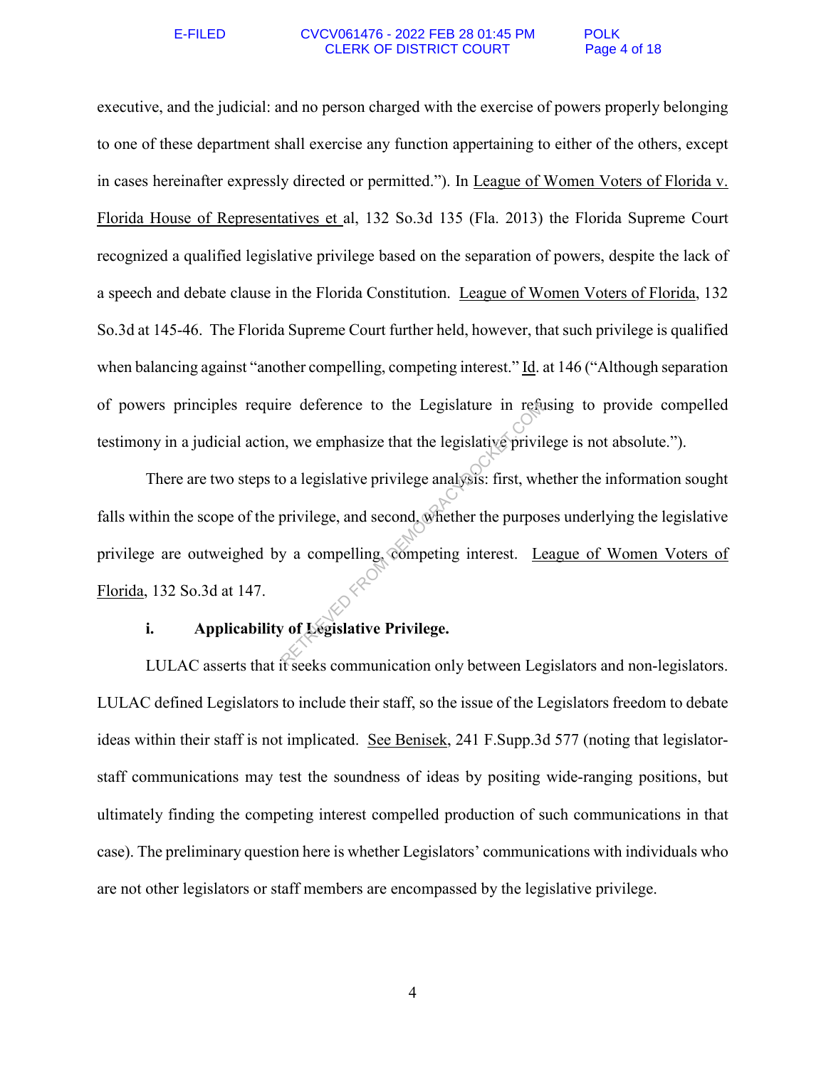executive, and the judicial: and no person charged with the exercise of powers properly belonging to one of these department shall exercise any function appertaining to either of the others, except in cases hereinafter expressly directed or permitted."). In League of Women Voters of Florida v. Florida House of Representatives et al, 132 So.3d 135 (Fla. 2013) the Florida Supreme Court recognized a qualified legislative privilege based on the separation of powers, despite the lack of a speech and debate clause in the Florida Constitution. League of Women Voters of Florida, 132 So.3d at 145-46. The Florida Supreme Court further held, however, that such privilege is qualified when balancing against "another compelling, competing interest." Id. at 146 ("Although separation of powers principles require deference to the Legislature in refusing to provide compelled testimony in a judicial action, we emphasize that the legislative privilege is not absolute.").

There are two steps to a legislative privilege analysis: first, whether the information sought falls within the scope of the privilege, and second, whether the purposes underlying the legislative privilege are outweighed by a compelling, competing interest. League of Women Voters of Florida, 132 So.3d at 147.

**i. Applicability of Legislative Privilege.**

LULAC asserts that it seeks communication only between Legislators and non-legislators. LULAC defined Legislators to include their staff, so the issue of the Legislators freedom to debate ideas within their staff is not implicated. See Benisek, 241 F.Supp.3d 577 (noting that legislator-staff communications may test the soundness of ideas by positing wide-ranging positions, but ultimately finding the competing interest compelled production of such communications in that case). The preliminary question here is whether Legislators' communications with individuals who are not other legislators or staff members are encompassed by the legislative privilege.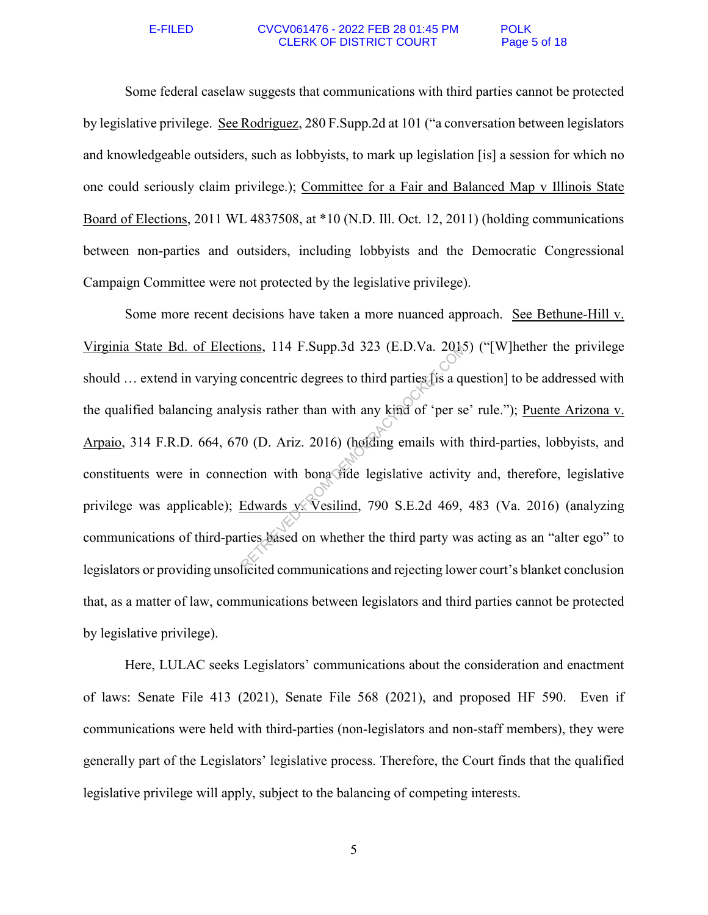Some federal caselaw suggests that communications with third parties cannot be protected by legislative privilege. See Rodriguez, 280 F.Supp.2d at 101 ("a conversation between legislators and knowledgeable outsiders, such as lobbyists, to mark up legislation [is] a session for which no one could seriously claim privilege.); Committee for a Fair and Balanced Map v Illinois State Board of Elections, 2011 WL 4837508, at *10 (N.D. Ill. Oct. 12, 2011) (holding communications between non-parties and outsiders, including lobbyists and the Democratic Congressional Campaign Committee were not protected by the legislative privilege).

Some more recent decisions have taken a more nuanced approach. See Bethune-Hill v. Virginia State Bd. of Elections, 114 F.Supp.3d 323 (E.D.Va. 2015) ("[W]hether the privilege should … extend in varying concentric degrees to third parties [is a question] to be addressed with the qualified balancing analysis rather than with any kind of 'per se' rule."); Puente Arizona v. Arpaio, 314 F.R.D. 664, 670 (D. Ariz. 2016) (holding emails with third-parties, lobbyists, and constituents were in connection with bona fide legislative activity and, therefore, legislative privilege was applicable); Edwards v. Vesilind, 790 S.E.2d 469, 483 (Va. 2016) (analyzing communications of third-parties based on whether the third party was acting as an "alter ego" to legislators or providing unsolicited communications and rejecting lower court's blanket conclusion that, as a matter of law, communications between legislators and third parties cannot be protected by legislative privilege).

Here, LULAC seeks Legislators' communications about the consideration and enactment of laws: Senate File 413 (2021), Senate File 568 (2021), and proposed HF 590. Even if communications were held with third-parties (non-legislators and non-staff members), they were generally part of the Legislators' legislative process. Therefore, the Court finds that the qualified legislative privilege will apply, subject to the balancing of competing interests.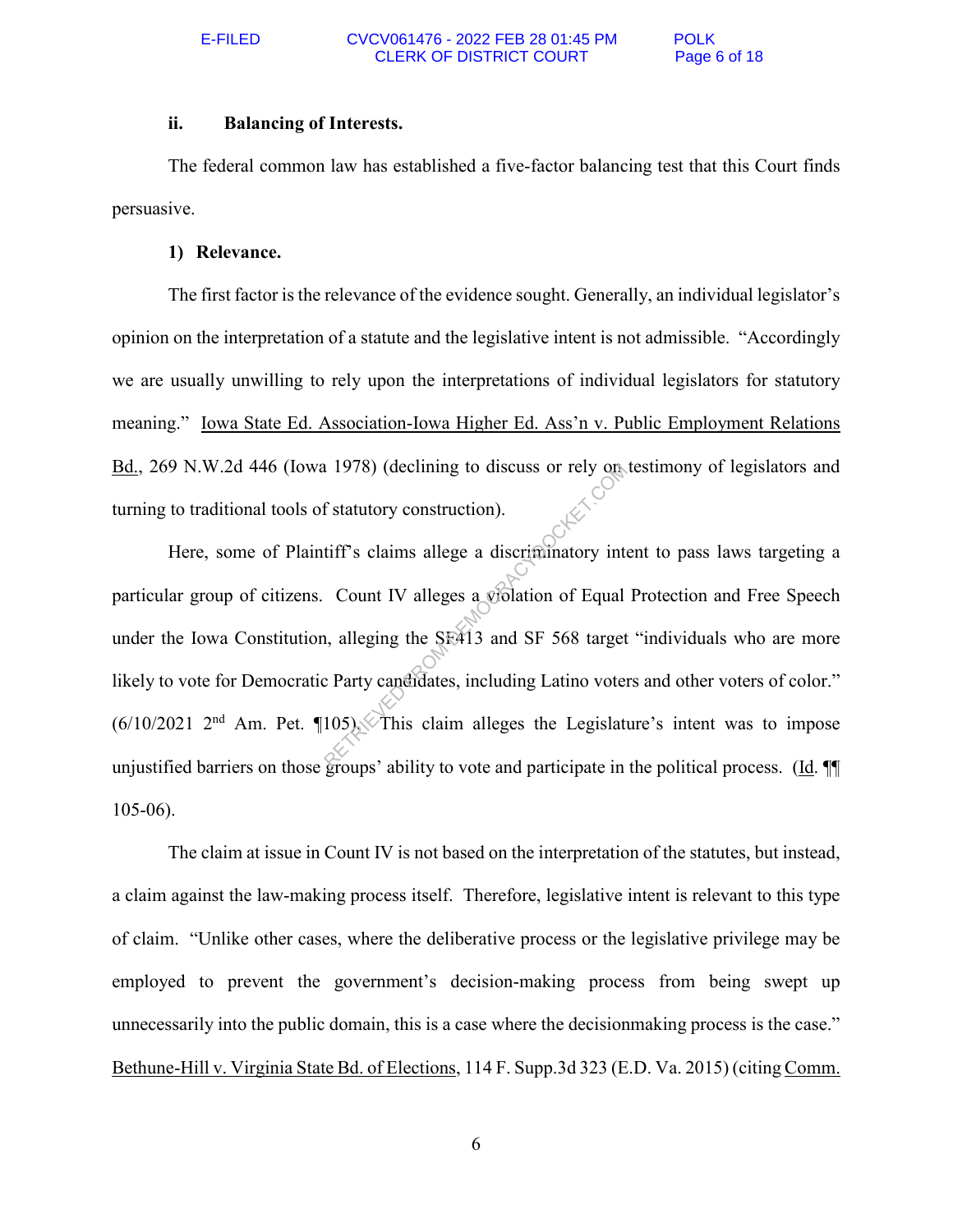### ii. Balancing of Interests.

The federal common law has established a five-factor balancing test that this Court finds persuasive.

**1) Relevance.**

The first factor is the relevance of the evidence sought. Generally, an individual legislator's opinion on the interpretation of a statute and the legislative intent is not admissible. "Accordingly we are usually unwilling to rely upon the interpretations of individual legislators for statutory meaning." Iowa State Ed. Association-Iowa Higher Ed. Ass'n v. Public Employment Relations Bd., 269 N.W.2d 446 (Iowa 1978) (declining to discuss or rely on testimony of legislators and turning to traditional tools of statutory construction).

Here, some of Plaintiff's claims allege a discriminatory intent to pass laws targeting a particular group of citizens. Count IV alleges a violation of Equal Protection and Free Speech under the Iowa Constitution, alleging the SF413 and SF 568 target "individuals who are more likely to vote for Democratic Party candidates, including Latino voters and other voters of color." (6/10/2021 2nd Am. Pet. ¶105). This claim alleges the Legislature's intent was to impose unjustified barriers on those groups' ability to vote and participate in the political process. (Id. ¶¶ 105-06).

The claim at issue in Count IV is not based on the interpretation of the statutes, but instead, a claim against the law-making process itself. Therefore, legislative intent is relevant to this type of claim. "Unlike other cases, where the deliberative process or the legislative privilege may be employed to prevent the government's decision-making process from being swept up unnecessarily into the public domain, this is a case where the decisionmaking process is the case." Bethune-Hill v. Virginia State Bd. of Elections, 114 F. Supp.3d 323 (E.D. Va. 2015) (citing Comm.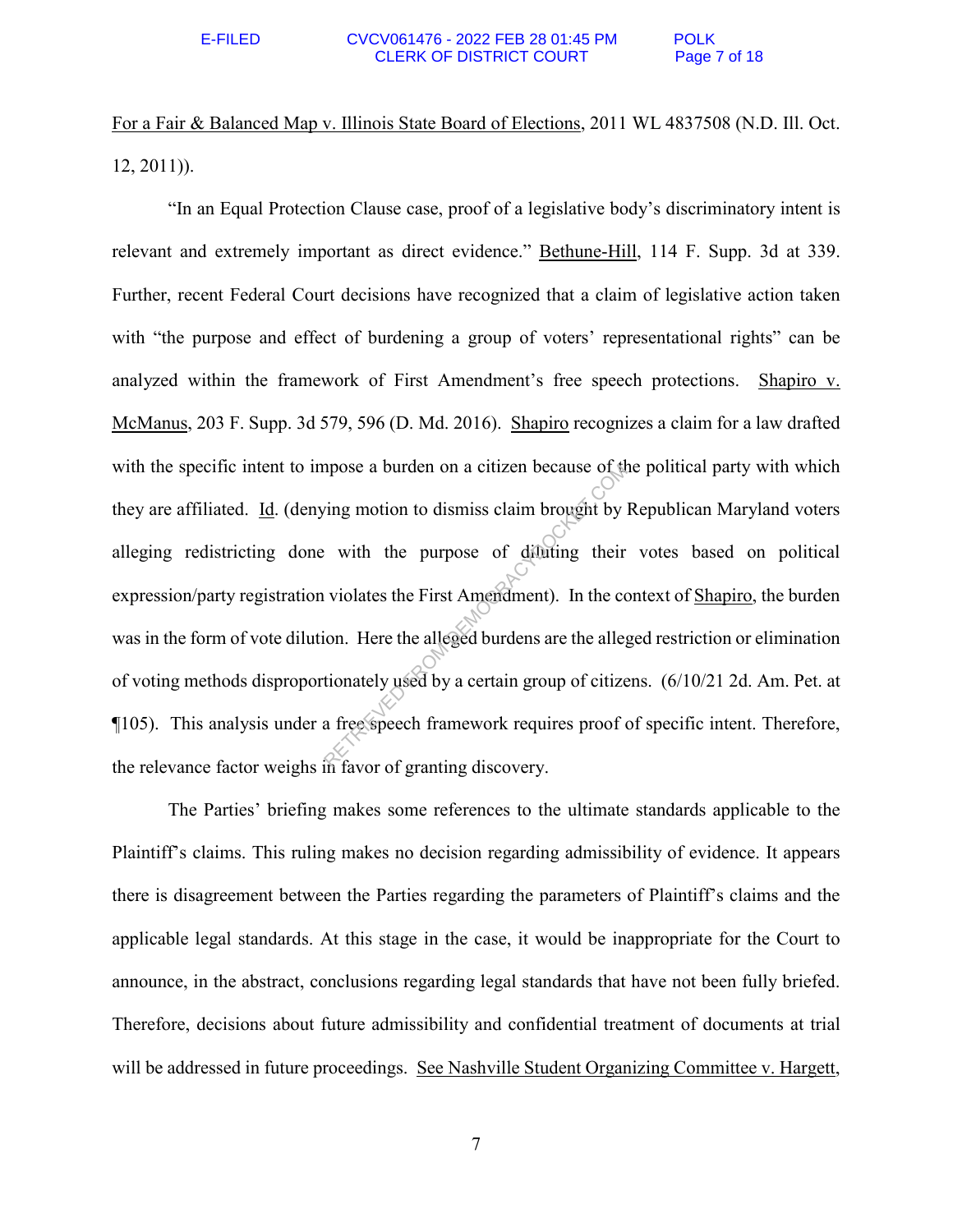For a Fair & Balanced Map v. Illinois State Board of Elections, 2011 WL 4837508 (N.D. Ill. Oct. 12, 2011)).

"In an Equal Protection Clause case, proof of a legislative body's discriminatory intent is relevant and extremely important as direct evidence." Bethune-Hill, 114 F. Supp. 3d at 339. Further, recent Federal Court decisions have recognized that a claim of legislative action taken with "the purpose and effect of burdening a group of voters' representational rights" can be analyzed within the framework of First Amendment's free speech protections. Shapiro v. McManus, 203 F. Supp. 3d 579, 596 (D. Md. 2016). Shapiro recognizes a claim for a law drafted with the specific intent to impose a burden on a citizen because of the political party with which they are affiliated. Id. (denying motion to dismiss claim brought by Republican Maryland voters alleging redistricting done with the purpose of diluting their votes based on political expression/party registration violates the First Amendment). In the context of Shapiro, the burden was in the form of vote dilution. Here the alleged burdens are the alleged restriction or elimination of voting methods disproportionately used by a certain group of citizens. (6/10/21 2d. Am. Pet. at ¶105). This analysis under a free speech framework requires proof of specific intent. Therefore, the relevance factor weighs in favor of granting discovery.

The Parties' briefing makes some references to the ultimate standards applicable to the Plaintiff's claims. This ruling makes no decision regarding admissibility of evidence. It appears there is disagreement between the Parties regarding the parameters of Plaintiff's claims and the applicable legal standards. At this stage in the case, it would be inappropriate for the Court to announce, in the abstract, conclusions regarding legal standards that have not been fully briefed. Therefore, decisions about future admissibility and confidential treatment of documents at trial will be addressed in future proceedings. See Nashville Student Organizing Committee v. Hargett,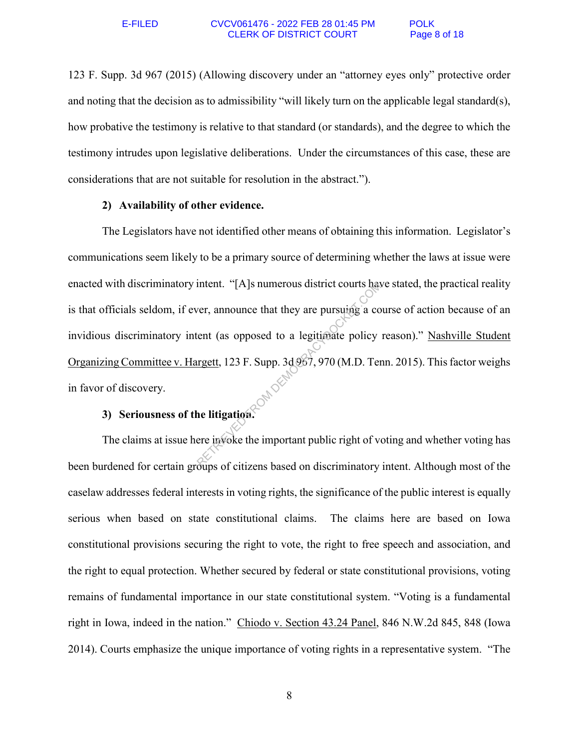123 F. Supp. 3d 967 (2015) (Allowing discovery under an "attorney eyes only" protective order and noting that the decision as to admissibility "will likely turn on the applicable legal standard(s), how probative the testimony is relative to that standard (or standards), and the degree to which the testimony intrudes upon legislative deliberations. Under the circumstances of this case, these are considerations that are not suitable for resolution in the abstract.").

**2) Availability of other evidence.**

The Legislators have not identified other means of obtaining this information. Legislator's communications seem likely to be a primary source of determining whether the laws at issue were enacted with discriminatory intent. "[A]s numerous district courts have stated, the practical reality is that officials seldom, if ever, announce that they are pursuing a course of action because of an invidious discriminatory intent (as opposed to a legitimate policy reason)." Nashville Student Organizing Committee v. Hargett, 123 F. Supp. 3d 967, 970 (M.D. Tenn. 2015). This factor weighs in favor of discovery.

**3) Seriousness of the litigation.**

The claims at issue here invoke the important public right of voting and whether voting has been burdened for certain groups of citizens based on discriminatory intent. Although most of the caselaw addresses federal interests in voting rights, the significance of the public interest is equally serious when based on state constitutional claims. The claims here are based on Iowa constitutional provisions securing the right to vote, the right to free speech and association, and the right to equal protection. Whether secured by federal or state constitutional provisions, voting remains of fundamental importance in our state constitutional system. "Voting is a fundamental right in Iowa, indeed in the nation." Chiodo v. Section 43.24 Panel, 846 N.W.2d 845, 848 (Iowa 2014). Courts emphasize the unique importance of voting rights in a representative system. "The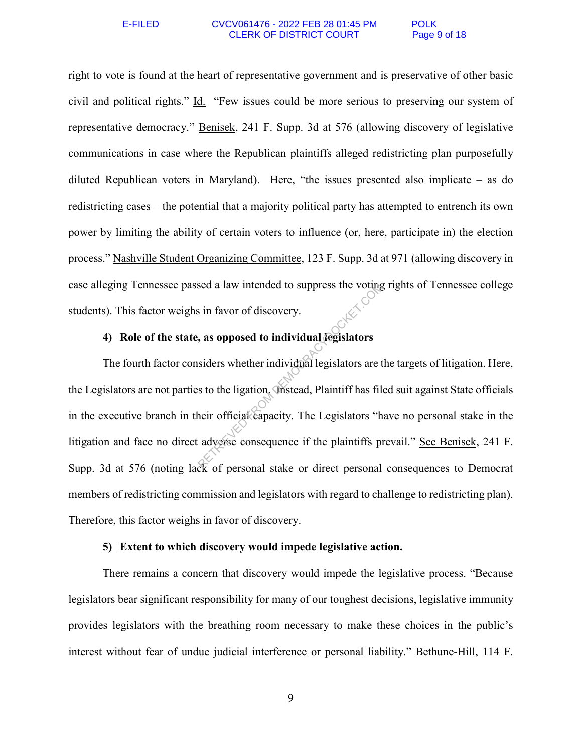right to vote is found at the heart of representative government and is preservative of other basic civil and political rights." Id. "Few issues could be more serious to preserving our system of representative democracy." Benisek, 241 F. Supp. 3d at 576 (allowing discovery of legislative communications in case where the Republican plaintiffs alleged redistricting plan purposefully diluted Republican voters in Maryland). Here, "the issues presented also implicate – as do redistricting cases – the potential that a majority political party has attempted to entrench its own power by limiting the ability of certain voters to influence (or, here, participate in) the election process." Nashville Student Organizing Committee, 123 F. Supp. 3d at 971 (allowing discovery in case alleging Tennessee passed a law intended to suppress the voting rights of Tennessee college students). This factor weighs in favor of discovery.

**4) Role of the state, as opposed to individual legislators**

The fourth factor considers whether individual legislators are the targets of litigation. Here, the Legislators are not parties to the ligation. Instead, Plaintiff has filed suit against State officials in the executive branch in their official capacity. The Legislators "have no personal stake in the litigation and face no direct adverse consequence if the plaintiffs prevail." See Benisek, 241 F. Supp. 3d at 576 (noting lack of personal stake or direct personal consequences to Democrat members of redistricting commission and legislators with regard to challenge to redistricting plan). Therefore, this factor weighs in favor of discovery.

**5) Extent to which discovery would impede legislative action.**

There remains a concern that discovery would impede the legislative process. "Because legislators bear significant responsibility for many of our toughest decisions, legislative immunity provides legislators with the breathing room necessary to make these choices in the public's interest without fear of undue judicial interference or personal liability." Bethune-Hill, 114 F.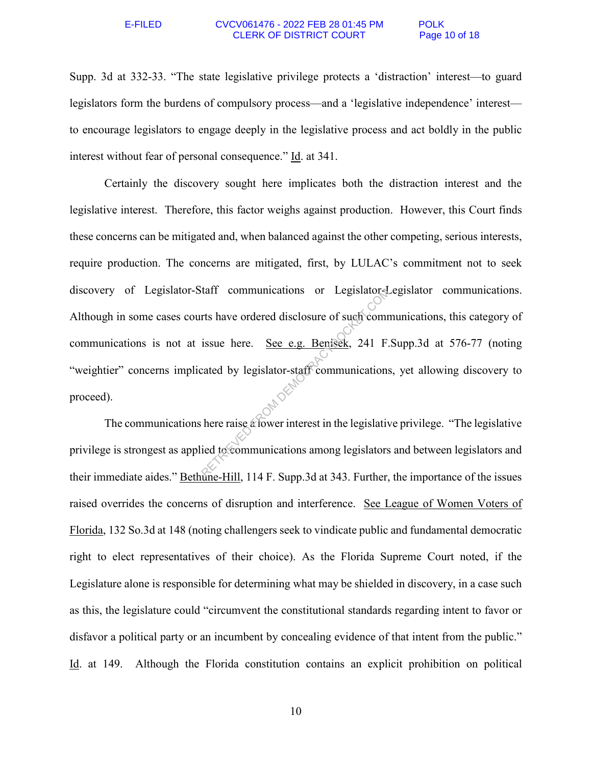Supp. 3d at 332-33. "The state legislative privilege protects a 'distraction' interest—to guard legislators form the burdens of compulsory process—and a 'legislative independence' interest—to encourage legislators to engage deeply in the legislative process and act boldly in the public interest without fear of personal consequence." Id. at 341.

Certainly the discovery sought here implicates both the distraction interest and the legislative interest. Therefore, this factor weighs against production. However, this Court finds these concerns can be mitigated and, when balanced against the other competing, serious interests, require production. The concerns are mitigated, first, by LULAC's commitment not to seek discovery of Legislator-Staff communications or Legislator-Legislator communications. Although in some cases courts have ordered disclosure of such communications, this category of communications is not at issue here. See e.g. Benisek, 241 F.Supp.3d at 576-77 (noting "weightier" concerns implicated by legislator-staff communications, yet allowing discovery to proceed).

The communications here raise a lower interest in the legislative privilege. "The legislative privilege is strongest as applied to communications among legislators and between legislators and their immediate aides." Bethune-Hill, 114 F. Supp.3d at 343. Further, the importance of the issues raised overrides the concerns of disruption and interference. See League of Women Voters of Florida, 132 So.3d at 148 (noting challengers seek to vindicate public and fundamental democratic right to elect representatives of their choice). As the Florida Supreme Court noted, if the Legislature alone is responsible for determining what may be shielded in discovery, in a case such as this, the legislature could "circumvent the constitutional standards regarding intent to favor or disfavor a political party or an incumbent by concealing evidence of that intent from the public." Id. at 149. Although the Florida constitution contains an explicit prohibition on political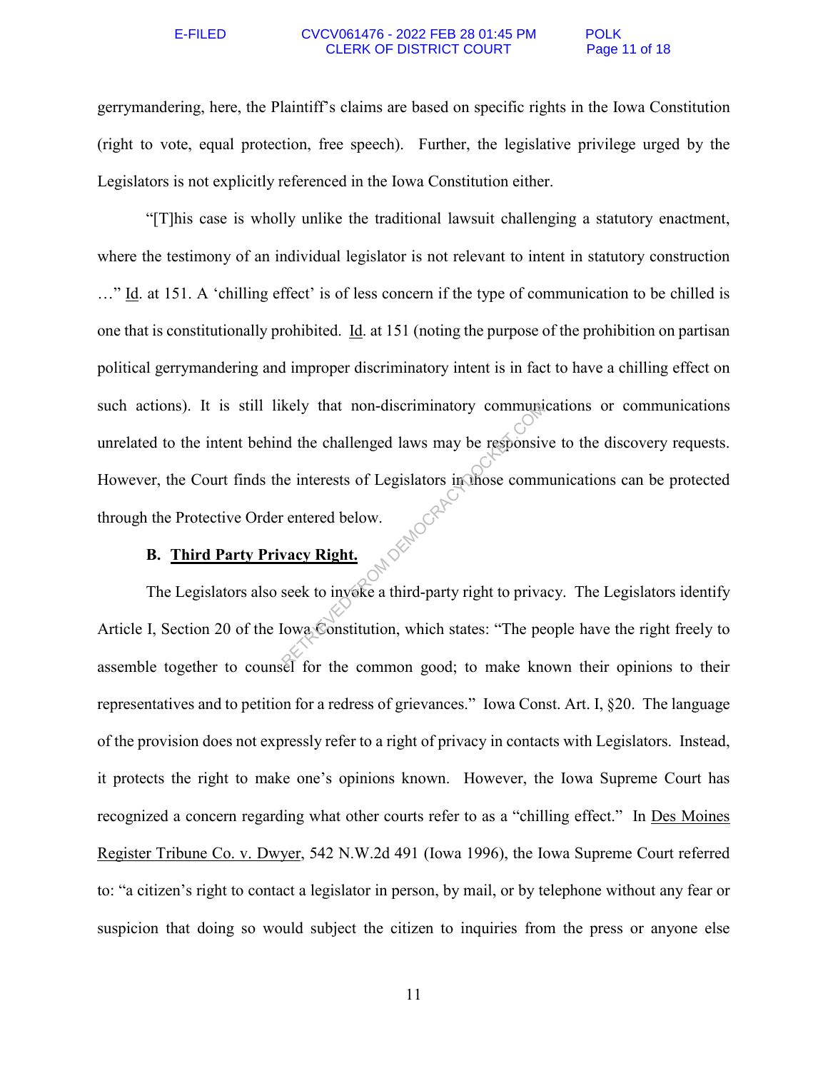gerrymandering, here, the Plaintiff's claims are based on specific rights in the Iowa Constitution (right to vote, equal protection, free speech). Further, the legislative privilege urged by the Legislators is not explicitly referenced in the Iowa Constitution either.

"[T]his case is wholly unlike the traditional lawsuit challenging a statutory enactment, where the testimony of an individual legislator is not relevant to intent in statutory construction …" Id. at 151. A 'chilling effect' is of less concern if the type of communication to be chilled is one that is constitutionally prohibited. Id. at 151 (noting the purpose of the prohibition on partisan political gerrymandering and improper discriminatory intent is in fact to have a chilling effect on such actions). It is still likely that non-discriminatory communications or communications unrelated to the intent behind the challenged laws may be responsive to the discovery requests. However, the Court finds the interests of Legislators in those communications can be protected through the Protective Order entered below.

**B. Third Party Privacy Right.**

The Legislators also seek to invoke a third-party right to privacy. The Legislators identify Article I, Section 20 of the Iowa Constitution, which states: "The people have the right freely to assemble together to counsel for the common good; to make known their opinions to their representatives and to petition for a redress of grievances." Iowa Const. Art. I, §20. The language of the provision does not expressly refer to a right of privacy in contacts with Legislators. Instead, it protects the right to make one's opinions known. However, the Iowa Supreme Court has recognized a concern regarding what other courts refer to as a "chilling effect." In Des Moines Register Tribune Co. v. Dwyer, 542 N.W.2d 491 (Iowa 1996), the Iowa Supreme Court referred to: "a citizen's right to contact a legislator in person, by mail, or by telephone without any fear or suspicion that doing so would subject the citizen to inquiries from the press or anyone else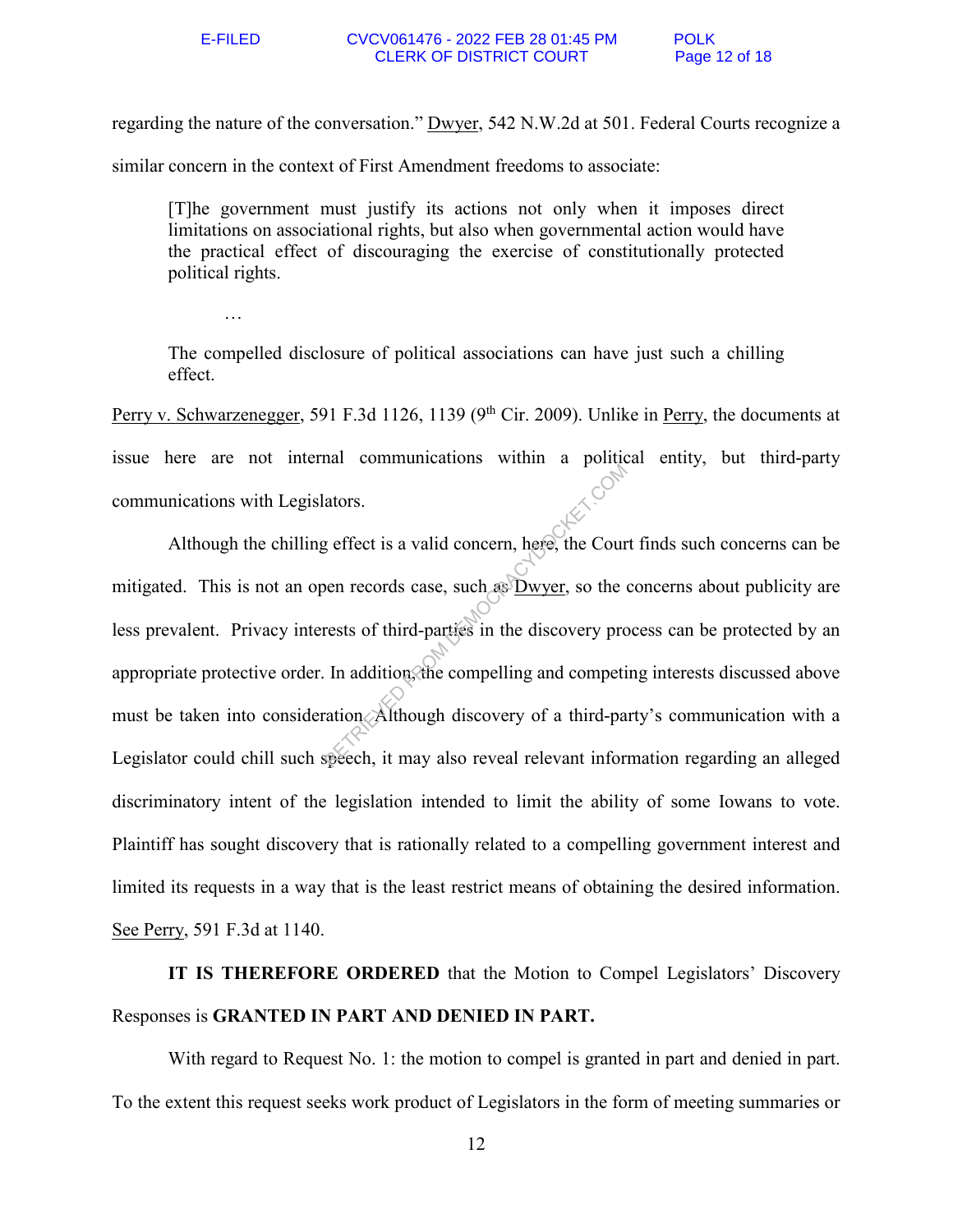regarding the nature of the conversation." Dwyer, 542 N.W.2d at 501. Federal Courts recognize a similar concern in the context of First Amendment freedoms to associate:

> [T]he government must justify its actions not only when it imposes direct limitations on associational rights, but also when governmental action would have the practical effect of discouraging the exercise of constitutionally protected political rights.
>
> …
>
> The compelled disclosure of political associations can have just such a chilling effect.

Perry v. Schwarzenegger, 591 F.3d 1126, 1139 (9th Cir. 2009). Unlike in Perry, the documents at issue here are not internal communications within a political entity, but third-party communications with Legislators.

Although the chilling effect is a valid concern, here, the Court finds such concerns can be mitigated. This is not an open records case, such as Dwyer, so the concerns about publicity are less prevalent. Privacy interests of third-parties in the discovery process can be protected by an appropriate protective order. In addition, the compelling and competing interests discussed above must be taken into consideration. Although discovery of a third-party's communication with a Legislator could chill such speech, it may also reveal relevant information regarding an alleged discriminatory intent of the legislation intended to limit the ability of some Iowans to vote. Plaintiff has sought discovery that is rationally related to a compelling government interest and limited its requests in a way that is the least restrict means of obtaining the desired information. See Perry, 591 F.3d at 1140.

**IT IS THEREFORE ORDERED** that the Motion to Compel Legislators' Discovery Responses is **GRANTED IN PART AND DENIED IN PART.**

With regard to Request No. 1: the motion to compel is granted in part and denied in part. To the extent this request seeks work product of Legislators in the form of meeting summaries or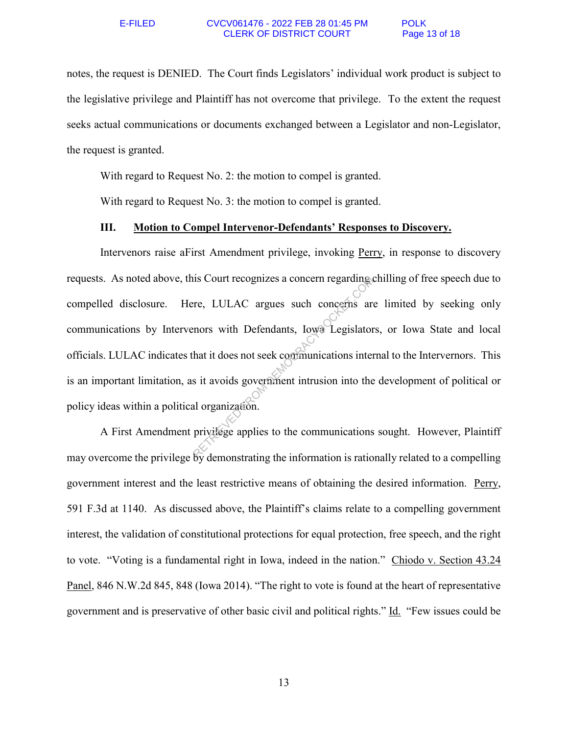notes, the request is DENIED. The Court finds Legislators' individual work product is subject to the legislative privilege and Plaintiff has not overcome that privilege. To the extent the request seeks actual communications or documents exchanged between a Legislator and non-Legislator, the request is granted.

With regard to Request No. 2: the motion to compel is granted.

With regard to Request No. 3: the motion to compel is granted.

### III. Motion to Compel Intervenor-Defendants' Responses to Discovery.

Intervenors raise aFirst Amendment privilege, invoking Perry, in response to discovery requests. As noted above, this Court recognizes a concern regarding chilling of free speech due to compelled disclosure. Here, LULAC argues such concerns are limited by seeking only communications by Intervenors with Defendants, Iowa Legislators, or Iowa State and local officials. LULAC indicates that it does not seek communications internal to the Intervenors. This is an important limitation, as it avoids government intrusion into the development of political or policy ideas within a political organization.

A First Amendment privilege applies to the communications sought. However, Plaintiff may overcome the privilege by demonstrating the information is rationally related to a compelling government interest and the least restrictive means of obtaining the desired information. Perry, 591 F.3d at 1140. As discussed above, the Plaintiff's claims relate to a compelling government interest, the validation of constitutional protections for equal protection, free speech, and the right to vote. "Voting is a fundamental right in Iowa, indeed in the nation." Chiodo v. Section 43.24 Panel, 846 N.W.2d 845, 848 (Iowa 2014). "The right to vote is found at the heart of representative government and is preservative of other basic civil and political rights." Id. "Few issues could be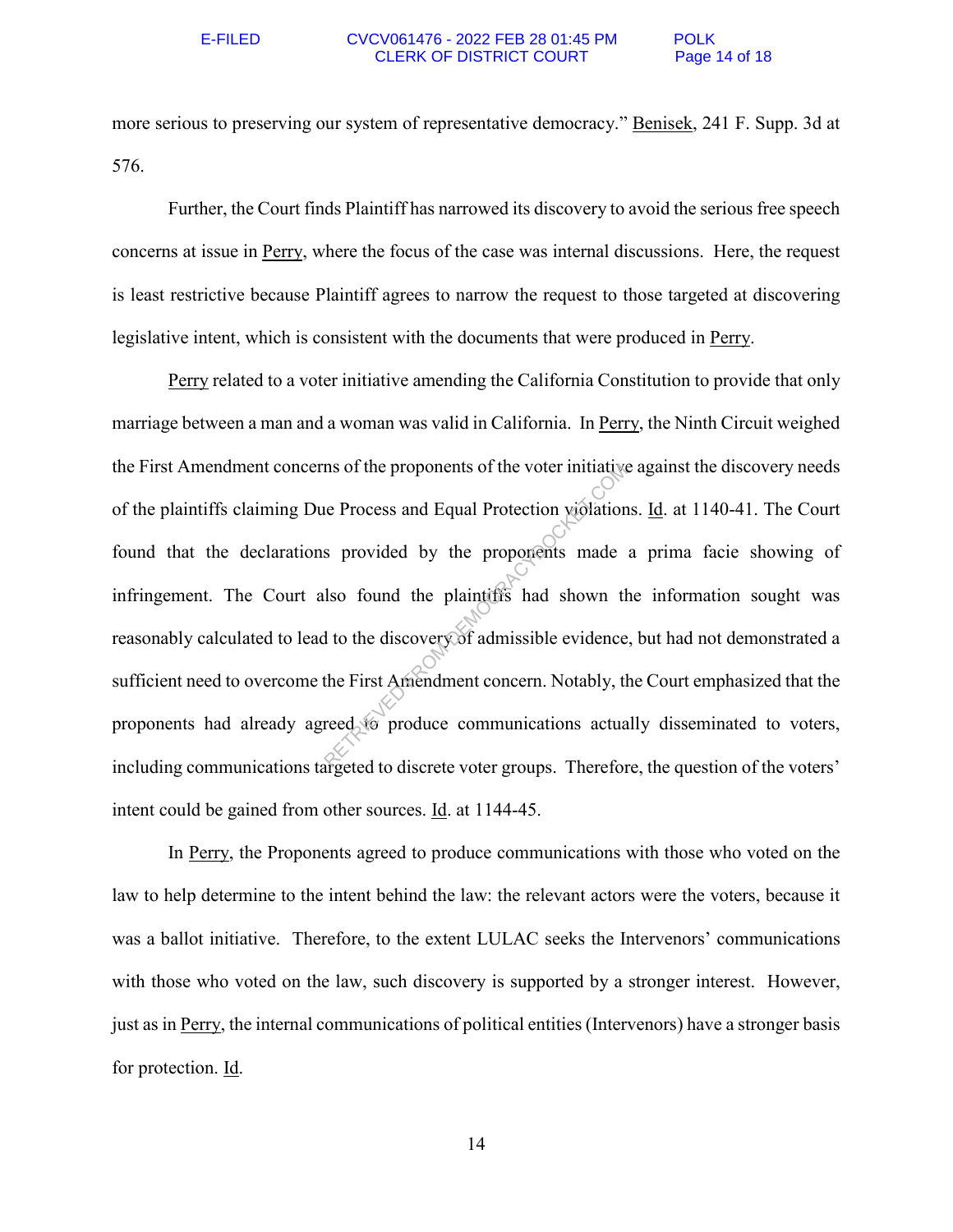more serious to preserving our system of representative democracy." Benisek, 241 F. Supp. 3d at 576.

Further, the Court finds Plaintiff has narrowed its discovery to avoid the serious free speech concerns at issue in Perry, where the focus of the case was internal discussions. Here, the request is least restrictive because Plaintiff agrees to narrow the request to those targeted at discovering legislative intent, which is consistent with the documents that were produced in Perry.

Perry related to a voter initiative amending the California Constitution to provide that only marriage between a man and a woman was valid in California. In Perry, the Ninth Circuit weighed the First Amendment concerns of the proponents of the voter initiative against the discovery needs of the plaintiffs claiming Due Process and Equal Protection violations. Id. at 1140-41. The Court found that the declarations provided by the proponents made a prima facie showing of infringement. The Court also found the plaintiffs had shown the information sought was reasonably calculated to lead to the discovery of admissible evidence, but had not demonstrated a sufficient need to overcome the First Amendment concern. Notably, the Court emphasized that the proponents had already agreed to produce communications actually disseminated to voters, including communications targeted to discrete voter groups. Therefore, the question of the voters' intent could be gained from other sources. Id. at 1144-45.

In Perry, the Proponents agreed to produce communications with those who voted on the law to help determine to the intent behind the law: the relevant actors were the voters, because it was a ballot initiative. Therefore, to the extent LULAC seeks the Intervenors' communications with those who voted on the law, such discovery is supported by a stronger interest. However, just as in Perry, the internal communications of political entities (Intervenors) have a stronger basis for protection. Id.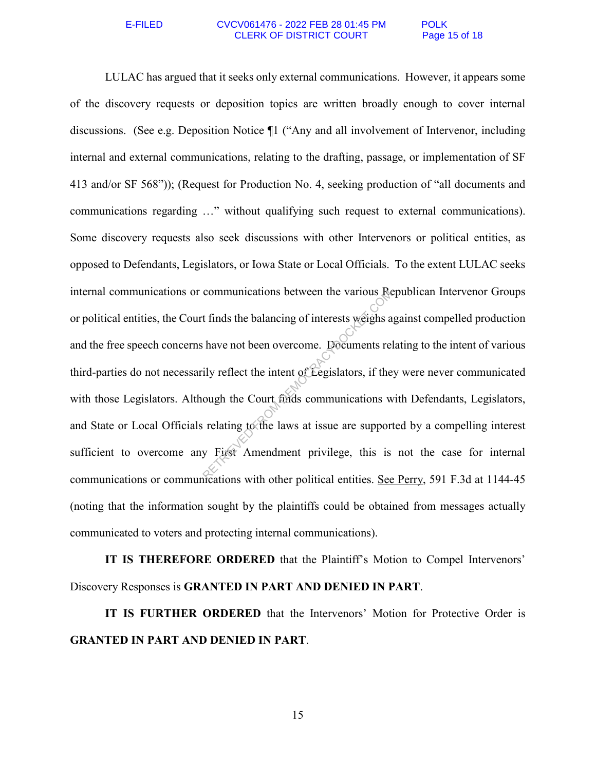LULAC has argued that it seeks only external communications. However, it appears some of the discovery requests or deposition topics are written broadly enough to cover internal discussions. (See e.g. Deposition Notice ¶1 ("Any and all involvement of Intervenor, including internal and external communications, relating to the drafting, passage, or implementation of SF 413 and/or SF 568")); (Request for Production No. 4, seeking production of "all documents and communications regarding …" without qualifying such request to external communications). Some discovery requests also seek discussions with other Intervenors or political entities, as opposed to Defendants, Legislators, or Iowa State or Local Officials. To the extent LULAC seeks internal communications or communications between the various Republican Intervenor Groups or political entities, the Court finds the balancing of interests weighs against compelled production and the free speech concerns have not been overcome. Documents relating to the intent of various third-parties do not necessarily reflect the intent of Legislators, if they were never communicated with those Legislators. Although the Court finds communications with Defendants, Legislators, and State or Local Officials relating to the laws at issue are supported by a compelling interest sufficient to overcome any First Amendment privilege, this is not the case for internal communications or communications with other political entities. See Perry, 591 F.3d at 1144-45 (noting that the information sought by the plaintiffs could be obtained from messages actually communicated to voters and protecting internal communications).

**IT IS THEREFORE ORDERED** that the Plaintiff's Motion to Compel Intervenors' Discovery Responses is **GRANTED IN PART AND DENIED IN PART**.

**IT IS FURTHER ORDERED** that the Intervenors' Motion for Protective Order is **GRANTED IN PART AND DENIED IN PART**.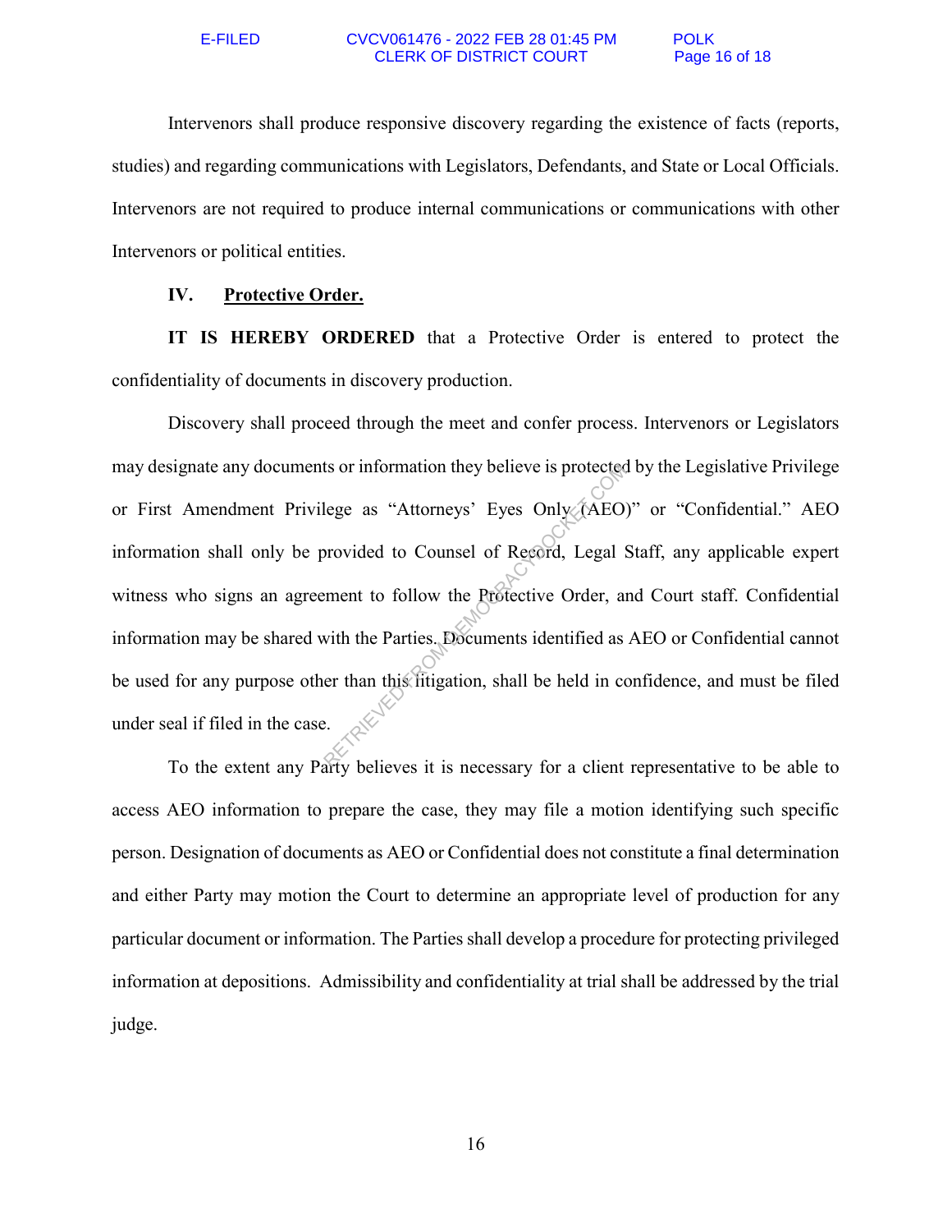Intervenors shall produce responsive discovery regarding the existence of facts (reports, studies) and regarding communications with Legislators, Defendants, and State or Local Officials. Intervenors are not required to produce internal communications or communications with other Intervenors or political entities.

## IV. Protective Order.

**IT IS HEREBY ORDERED** that a Protective Order is entered to protect the confidentiality of documents in discovery production.

Discovery shall proceed through the meet and confer process. Intervenors or Legislators may designate any documents or information they believe is protected by the Legislative Privilege or First Amendment Privilege as "Attorneys' Eyes Only (AEO)" or "Confidential." AEO information shall only be provided to Counsel of Record, Legal Staff, any applicable expert witness who signs an agreement to follow the Protective Order, and Court staff. Confidential information may be shared with the Parties. Documents identified as AEO or Confidential cannot be used for any purpose other than this litigation, shall be held in confidence, and must be filed under seal if filed in the case.

To the extent any Party believes it is necessary for a client representative to be able to access AEO information to prepare the case, they may file a motion identifying such specific person. Designation of documents as AEO or Confidential does not constitute a final determination and either Party may motion the Court to determine an appropriate level of production for any particular document or information. The Parties shall develop a procedure for protecting privileged information at depositions. Admissibility and confidentiality at trial shall be addressed by the trial judge.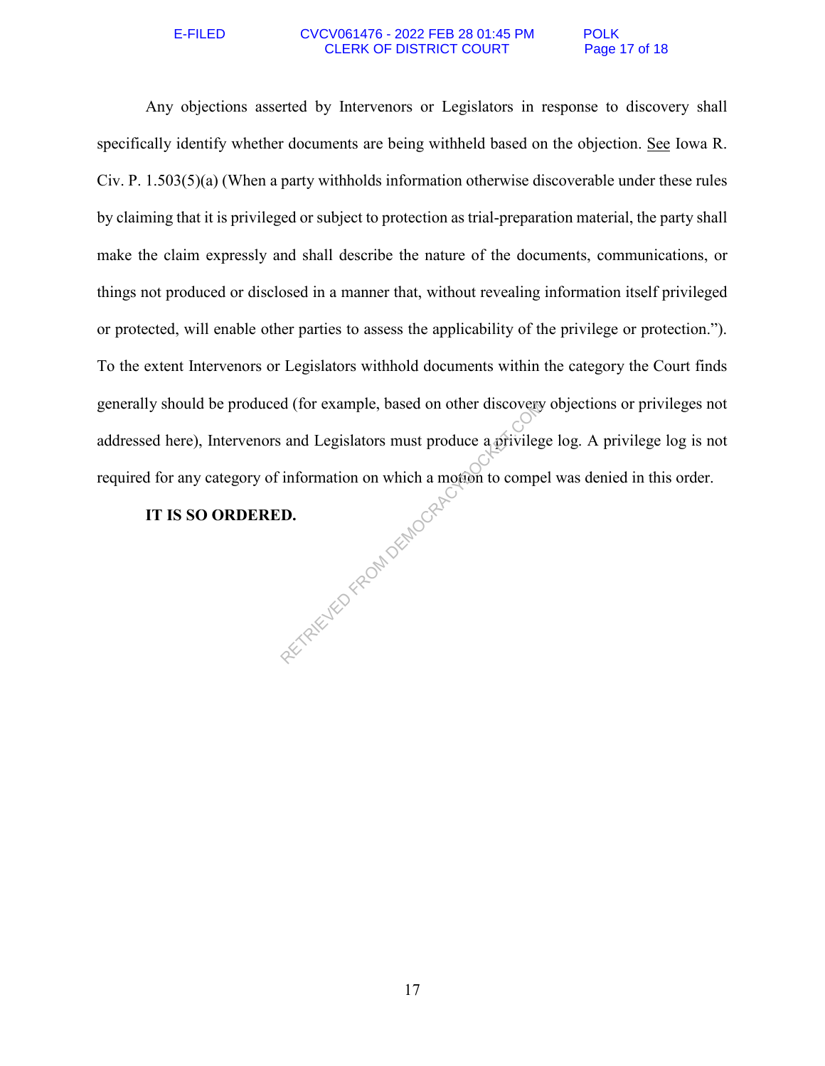Any objections asserted by Intervenors or Legislators in response to discovery shall specifically identify whether documents are being withheld based on the objection. See Iowa R. Civ. P. 1.503(5)(a) (When a party withholds information otherwise discoverable under these rules by claiming that it is privileged or subject to protection as trial-preparation material, the party shall make the claim expressly and shall describe the nature of the documents, communications, or things not produced or disclosed in a manner that, without revealing information itself privileged or protected, will enable other parties to assess the applicability of the privilege or protection."). To the extent Intervenors or Legislators withhold documents within the category the Court finds generally should be produced (for example, based on other discovery objections or privileges not addressed here), Intervenors and Legislators must produce a privilege log. A privilege log is not required for any category of information on which a motion to compel was denied in this order.

**IT IS SO ORDERED.**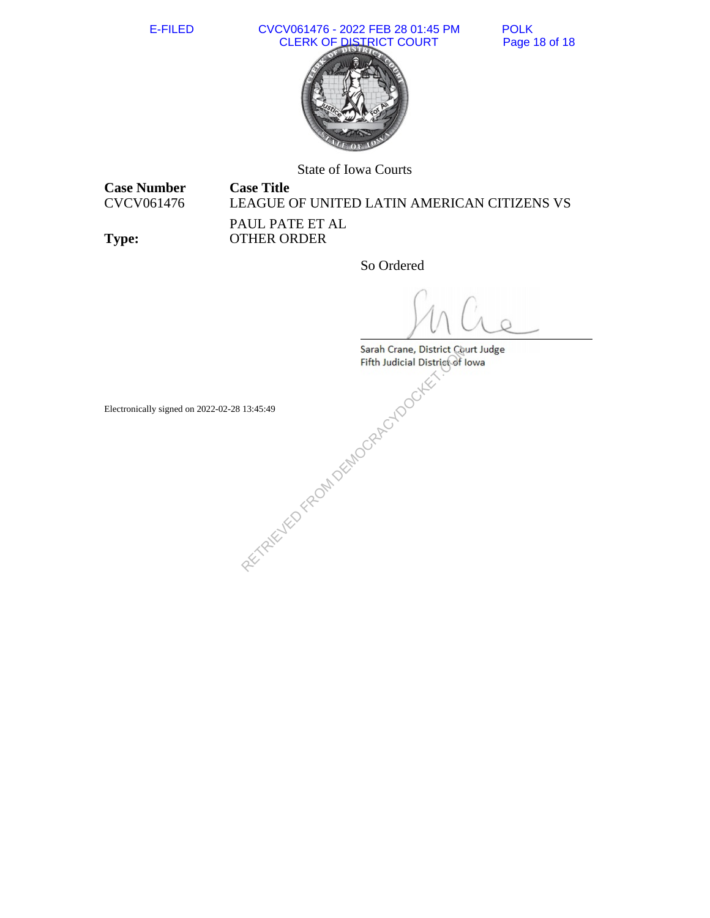State of Iowa Courts

| | |
|---|---|
| **Case Number** | **Case Title** |
| CVCV061476 | LEAGUE OF UNITED LATIN AMERICAN CITIZENS VS PAUL PATE ET AL |
| **Type:** | OTHER ORDER |

So Ordered

Sarah Crane, District Court Judge
Fifth Judicial District of Iowa

Electronically signed on 2022-02-28 13:45:49